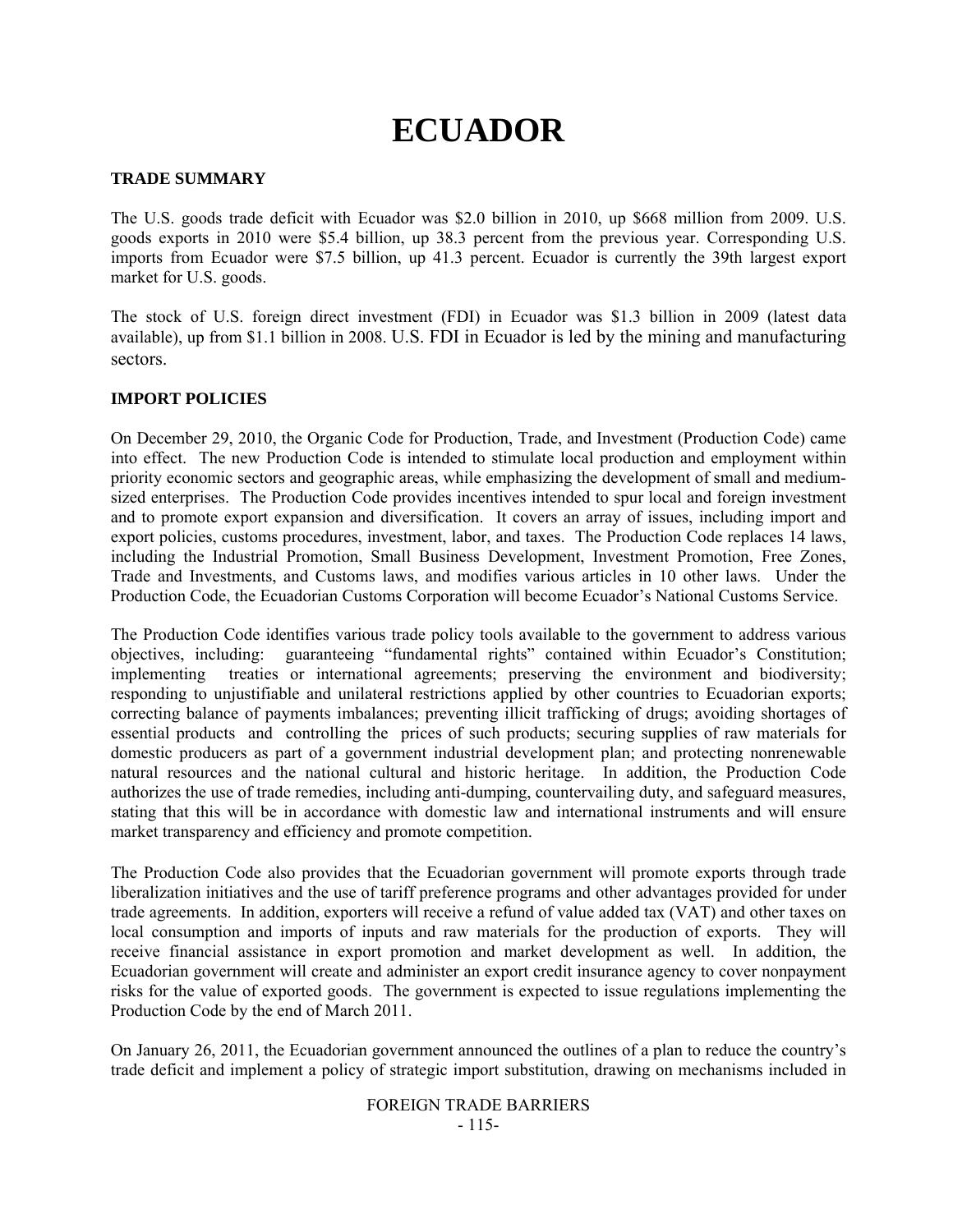# ECUADOR

## TRADE SUMMARY

The U.S. goods trade deficit with Ecuador was $2.0 billion in 2010, up $668 million from 2009. U.S. goods exports in 2010 were $5.4 billion, up 38.3 percent from the previous year. Corresponding U.S. imports from Ecuador were $7.5 billion, up 41.3 percent. Ecuador is currently the 39th largest export market for U.S. goods.

The stock of U.S. foreign direct investment (FDI) in Ecuador was $1.3 billion in 2009 (latest data available), up from $1.1 billion in 2008. U.S. FDI in Ecuador is led by the mining and manufacturing sectors.

## IMPORT POLICIES

On December 29, 2010, the Organic Code for Production, Trade, and Investment (Production Code) came into effect. The new Production Code is intended to stimulate local production and employment within priority economic sectors and geographic areas, while emphasizing the development of small and medium-sized enterprises. The Production Code provides incentives intended to spur local and foreign investment and to promote export expansion and diversification. It covers an array of issues, including import and export policies, customs procedures, investment, labor, and taxes. The Production Code replaces 14 laws, including the Industrial Promotion, Small Business Development, Investment Promotion, Free Zones, Trade and Investments, and Customs laws, and modifies various articles in 10 other laws. Under the Production Code, the Ecuadorian Customs Corporation will become Ecuador's National Customs Service.

The Production Code identifies various trade policy tools available to the government to address various objectives, including: guaranteeing "fundamental rights" contained within Ecuador's Constitution; implementing treaties or international agreements; preserving the environment and biodiversity; responding to unjustifiable and unilateral restrictions applied by other countries to Ecuadorian exports; correcting balance of payments imbalances; preventing illicit trafficking of drugs; avoiding shortages of essential products and controlling the prices of such products; securing supplies of raw materials for domestic producers as part of a government industrial development plan; and protecting nonrenewable natural resources and the national cultural and historic heritage. In addition, the Production Code authorizes the use of trade remedies, including anti-dumping, countervailing duty, and safeguard measures, stating that this will be in accordance with domestic law and international instruments and will ensure market transparency and efficiency and promote competition.

The Production Code also provides that the Ecuadorian government will promote exports through trade liberalization initiatives and the use of tariff preference programs and other advantages provided for under trade agreements. In addition, exporters will receive a refund of value added tax (VAT) and other taxes on local consumption and imports of inputs and raw materials for the production of exports. They will receive financial assistance in export promotion and market development as well. In addition, the Ecuadorian government will create and administer an export credit insurance agency to cover nonpayment risks for the value of exported goods. The government is expected to issue regulations implementing the Production Code by the end of March 2011.

On January 26, 2011, the Ecuadorian government announced the outlines of a plan to reduce the country's trade deficit and implement a policy of strategic import substitution, drawing on mechanisms included in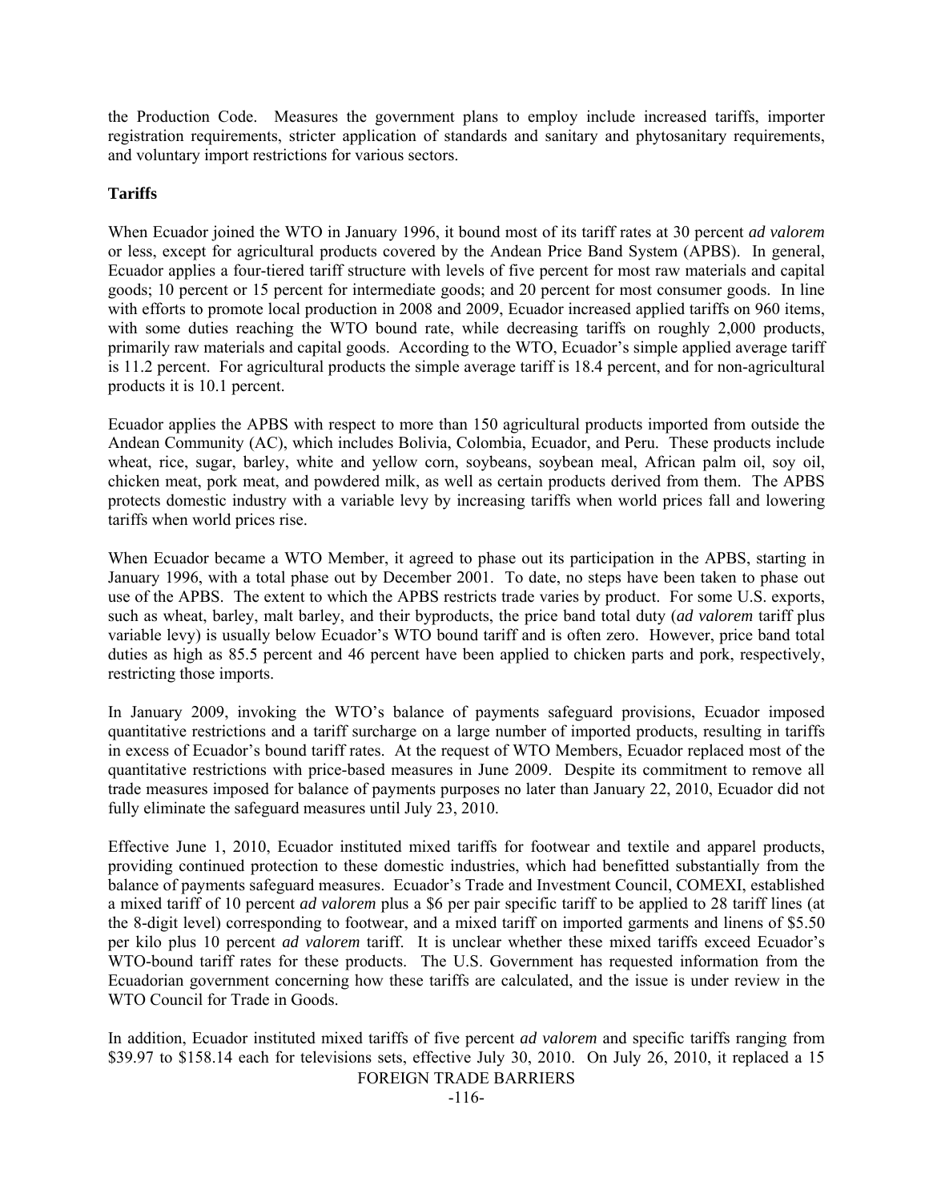the Production Code. Measures the government plans to employ include increased tariffs, importer registration requirements, stricter application of standards and sanitary and phytosanitary requirements, and voluntary import restrictions for various sectors.

**Tariffs**

When Ecuador joined the WTO in January 1996, it bound most of its tariff rates at 30 percent *ad valorem* or less, except for agricultural products covered by the Andean Price Band System (APBS). In general, Ecuador applies a four-tiered tariff structure with levels of five percent for most raw materials and capital goods; 10 percent or 15 percent for intermediate goods; and 20 percent for most consumer goods. In line with efforts to promote local production in 2008 and 2009, Ecuador increased applied tariffs on 960 items, with some duties reaching the WTO bound rate, while decreasing tariffs on roughly 2,000 products, primarily raw materials and capital goods. According to the WTO, Ecuador's simple applied average tariff is 11.2 percent. For agricultural products the simple average tariff is 18.4 percent, and for non-agricultural products it is 10.1 percent.

Ecuador applies the APBS with respect to more than 150 agricultural products imported from outside the Andean Community (AC), which includes Bolivia, Colombia, Ecuador, and Peru. These products include wheat, rice, sugar, barley, white and yellow corn, soybeans, soybean meal, African palm oil, soy oil, chicken meat, pork meat, and powdered milk, as well as certain products derived from them. The APBS protects domestic industry with a variable levy by increasing tariffs when world prices fall and lowering tariffs when world prices rise.

When Ecuador became a WTO Member, it agreed to phase out its participation in the APBS, starting in January 1996, with a total phase out by December 2001. To date, no steps have been taken to phase out use of the APBS. The extent to which the APBS restricts trade varies by product. For some U.S. exports, such as wheat, barley, malt barley, and their byproducts, the price band total duty (*ad valorem* tariff plus variable levy) is usually below Ecuador's WTO bound tariff and is often zero. However, price band total duties as high as 85.5 percent and 46 percent have been applied to chicken parts and pork, respectively, restricting those imports.

In January 2009, invoking the WTO's balance of payments safeguard provisions, Ecuador imposed quantitative restrictions and a tariff surcharge on a large number of imported products, resulting in tariffs in excess of Ecuador's bound tariff rates. At the request of WTO Members, Ecuador replaced most of the quantitative restrictions with price-based measures in June 2009. Despite its commitment to remove all trade measures imposed for balance of payments purposes no later than January 22, 2010, Ecuador did not fully eliminate the safeguard measures until July 23, 2010.

Effective June 1, 2010, Ecuador instituted mixed tariffs for footwear and textile and apparel products, providing continued protection to these domestic industries, which had benefitted substantially from the balance of payments safeguard measures. Ecuador's Trade and Investment Council, COMEXI, established a mixed tariff of 10 percent *ad valorem* plus a $6 per pair specific tariff to be applied to 28 tariff lines (at the 8-digit level) corresponding to footwear, and a mixed tariff on imported garments and linens of $5.50 per kilo plus 10 percent *ad valorem* tariff. It is unclear whether these mixed tariffs exceed Ecuador's WTO-bound tariff rates for these products. The U.S. Government has requested information from the Ecuadorian government concerning how these tariffs are calculated, and the issue is under review in the WTO Council for Trade in Goods.

In addition, Ecuador instituted mixed tariffs of five percent *ad valorem* and specific tariffs ranging from $39.97 to $158.14 each for televisions sets, effective July 30, 2010. On July 26, 2010, it replaced a 15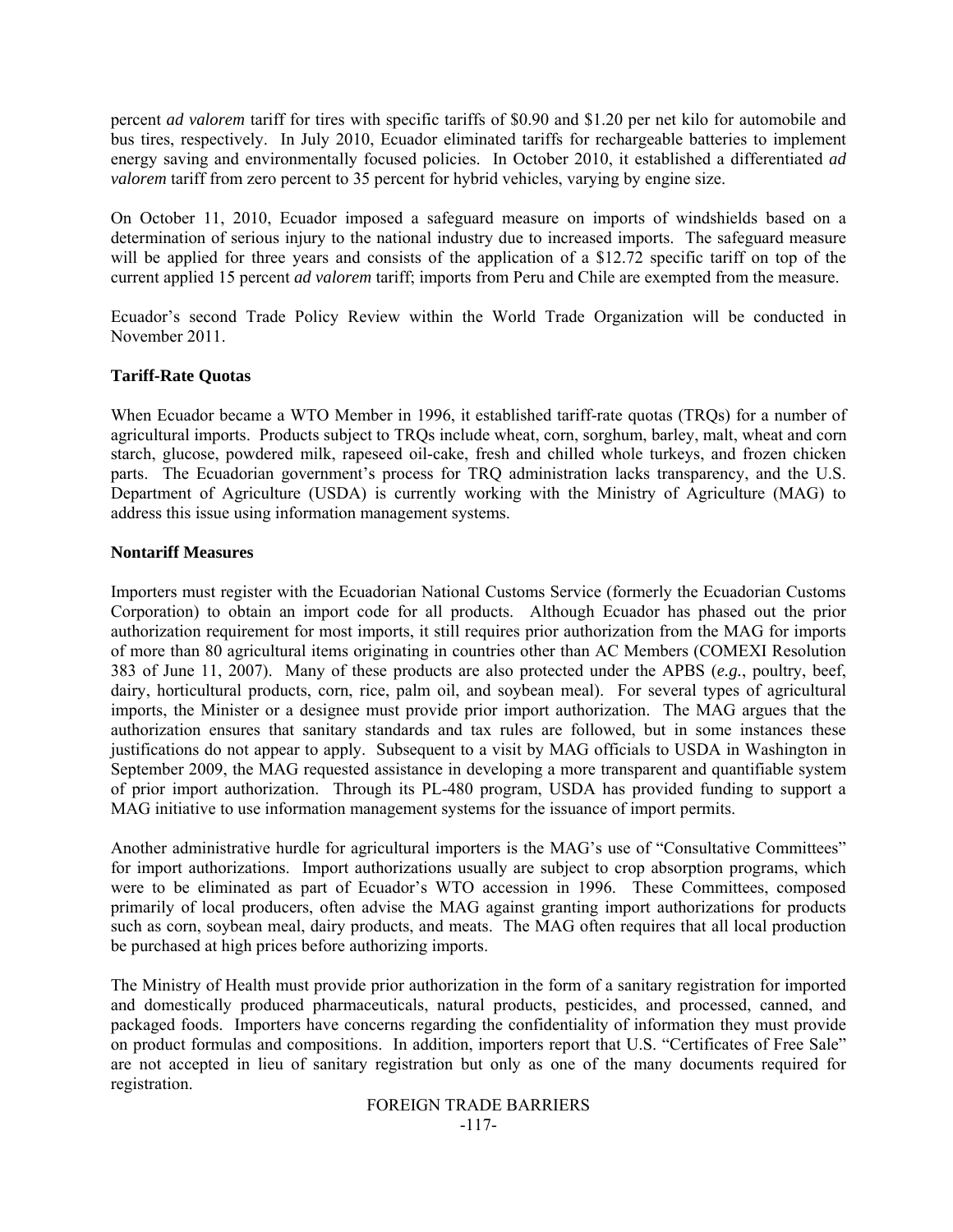percent *ad valorem* tariff for tires with specific tariffs of $0.90 and $1.20 per net kilo for automobile and bus tires, respectively. In July 2010, Ecuador eliminated tariffs for rechargeable batteries to implement energy saving and environmentally focused policies. In October 2010, it established a differentiated *ad valorem* tariff from zero percent to 35 percent for hybrid vehicles, varying by engine size.

On October 11, 2010, Ecuador imposed a safeguard measure on imports of windshields based on a determination of serious injury to the national industry due to increased imports. The safeguard measure will be applied for three years and consists of the application of a $12.72 specific tariff on top of the current applied 15 percent *ad valorem* tariff; imports from Peru and Chile are exempted from the measure.

Ecuador's second Trade Policy Review within the World Trade Organization will be conducted in November 2011.

**Tariff-Rate Quotas**

When Ecuador became a WTO Member in 1996, it established tariff-rate quotas (TRQs) for a number of agricultural imports. Products subject to TRQs include wheat, corn, sorghum, barley, malt, wheat and corn starch, glucose, powdered milk, rapeseed oil-cake, fresh and chilled whole turkeys, and frozen chicken parts. The Ecuadorian government's process for TRQ administration lacks transparency, and the U.S. Department of Agriculture (USDA) is currently working with the Ministry of Agriculture (MAG) to address this issue using information management systems.

**Nontariff Measures**

Importers must register with the Ecuadorian National Customs Service (formerly the Ecuadorian Customs Corporation) to obtain an import code for all products. Although Ecuador has phased out the prior authorization requirement for most imports, it still requires prior authorization from the MAG for imports of more than 80 agricultural items originating in countries other than AC Members (COMEXI Resolution 383 of June 11, 2007). Many of these products are also protected under the APBS (*e.g.*, poultry, beef, dairy, horticultural products, corn, rice, palm oil, and soybean meal). For several types of agricultural imports, the Minister or a designee must provide prior import authorization. The MAG argues that the authorization ensures that sanitary standards and tax rules are followed, but in some instances these justifications do not appear to apply. Subsequent to a visit by MAG officials to USDA in Washington in September 2009, the MAG requested assistance in developing a more transparent and quantifiable system of prior import authorization. Through its PL-480 program, USDA has provided funding to support a MAG initiative to use information management systems for the issuance of import permits.

Another administrative hurdle for agricultural importers is the MAG's use of "Consultative Committees" for import authorizations. Import authorizations usually are subject to crop absorption programs, which were to be eliminated as part of Ecuador's WTO accession in 1996. These Committees, composed primarily of local producers, often advise the MAG against granting import authorizations for products such as corn, soybean meal, dairy products, and meats. The MAG often requires that all local production be purchased at high prices before authorizing imports.

The Ministry of Health must provide prior authorization in the form of a sanitary registration for imported and domestically produced pharmaceuticals, natural products, pesticides, and processed, canned, and packaged foods. Importers have concerns regarding the confidentiality of information they must provide on product formulas and compositions. In addition, importers report that U.S. "Certificates of Free Sale" are not accepted in lieu of sanitary registration but only as one of the many documents required for registration.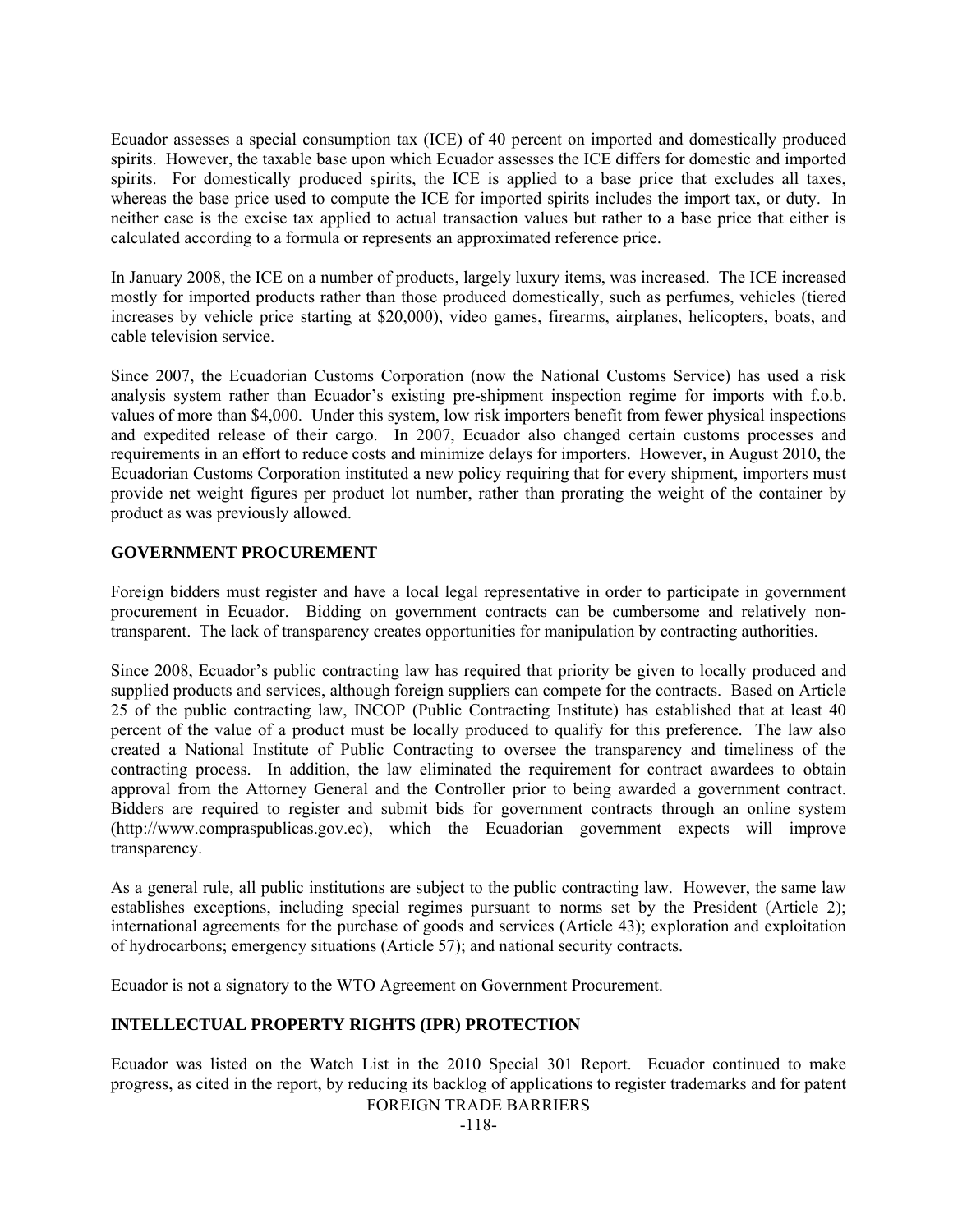Ecuador assesses a special consumption tax (ICE) of 40 percent on imported and domestically produced spirits. However, the taxable base upon which Ecuador assesses the ICE differs for domestic and imported spirits. For domestically produced spirits, the ICE is applied to a base price that excludes all taxes, whereas the base price used to compute the ICE for imported spirits includes the import tax, or duty. In neither case is the excise tax applied to actual transaction values but rather to a base price that either is calculated according to a formula or represents an approximated reference price.

In January 2008, the ICE on a number of products, largely luxury items, was increased. The ICE increased mostly for imported products rather than those produced domestically, such as perfumes, vehicles (tiered increases by vehicle price starting at $20,000), video games, firearms, airplanes, helicopters, boats, and cable television service.

Since 2007, the Ecuadorian Customs Corporation (now the National Customs Service) has used a risk analysis system rather than Ecuador's existing pre-shipment inspection regime for imports with f.o.b. values of more than $4,000. Under this system, low risk importers benefit from fewer physical inspections and expedited release of their cargo. In 2007, Ecuador also changed certain customs processes and requirements in an effort to reduce costs and minimize delays for importers. However, in August 2010, the Ecuadorian Customs Corporation instituted a new policy requiring that for every shipment, importers must provide net weight figures per product lot number, rather than prorating the weight of the container by product as was previously allowed.

## GOVERNMENT PROCUREMENT

Foreign bidders must register and have a local legal representative in order to participate in government procurement in Ecuador. Bidding on government contracts can be cumbersome and relatively non-transparent. The lack of transparency creates opportunities for manipulation by contracting authorities.

Since 2008, Ecuador's public contracting law has required that priority be given to locally produced and supplied products and services, although foreign suppliers can compete for the contracts. Based on Article 25 of the public contracting law, INCOP (Public Contracting Institute) has established that at least 40 percent of the value of a product must be locally produced to qualify for this preference. The law also created a National Institute of Public Contracting to oversee the transparency and timeliness of the contracting process. In addition, the law eliminated the requirement for contract awardees to obtain approval from the Attorney General and the Controller prior to being awarded a government contract. Bidders are required to register and submit bids for government contracts through an online system (http://www.compraspublicas.gov.ec), which the Ecuadorian government expects will improve transparency.

As a general rule, all public institutions are subject to the public contracting law. However, the same law establishes exceptions, including special regimes pursuant to norms set by the President (Article 2); international agreements for the purchase of goods and services (Article 43); exploration and exploitation of hydrocarbons; emergency situations (Article 57); and national security contracts.

Ecuador is not a signatory to the WTO Agreement on Government Procurement.

## INTELLECTUAL PROPERTY RIGHTS (IPR) PROTECTION

Ecuador was listed on the Watch List in the 2010 Special 301 Report. Ecuador continued to make progress, as cited in the report, by reducing its backlog of applications to register trademarks and for patent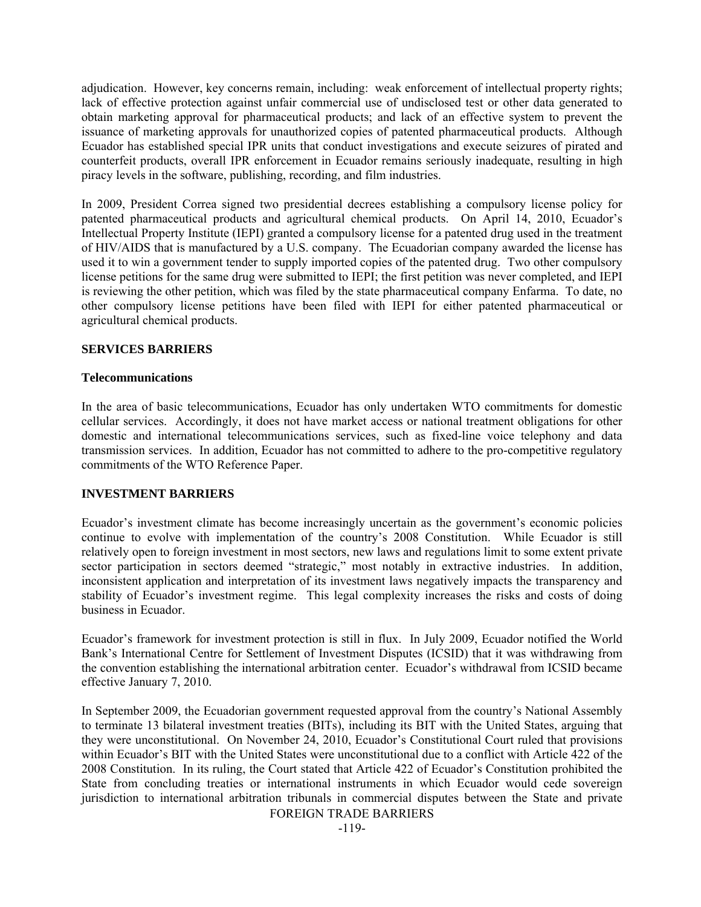adjudication. However, key concerns remain, including: weak enforcement of intellectual property rights; lack of effective protection against unfair commercial use of undisclosed test or other data generated to obtain marketing approval for pharmaceutical products; and lack of an effective system to prevent the issuance of marketing approvals for unauthorized copies of patented pharmaceutical products. Although Ecuador has established special IPR units that conduct investigations and execute seizures of pirated and counterfeit products, overall IPR enforcement in Ecuador remains seriously inadequate, resulting in high piracy levels in the software, publishing, recording, and film industries.

In 2009, President Correa signed two presidential decrees establishing a compulsory license policy for patented pharmaceutical products and agricultural chemical products. On April 14, 2010, Ecuador's Intellectual Property Institute (IEPI) granted a compulsory license for a patented drug used in the treatment of HIV/AIDS that is manufactured by a U.S. company. The Ecuadorian company awarded the license has used it to win a government tender to supply imported copies of the patented drug. Two other compulsory license petitions for the same drug were submitted to IEPI; the first petition was never completed, and IEPI is reviewing the other petition, which was filed by the state pharmaceutical company Enfarma. To date, no other compulsory license petitions have been filed with IEPI for either patented pharmaceutical or agricultural chemical products.

## SERVICES BARRIERS

### Telecommunications

In the area of basic telecommunications, Ecuador has only undertaken WTO commitments for domestic cellular services. Accordingly, it does not have market access or national treatment obligations for other domestic and international telecommunications services, such as fixed-line voice telephony and data transmission services. In addition, Ecuador has not committed to adhere to the pro-competitive regulatory commitments of the WTO Reference Paper.

## INVESTMENT BARRIERS

Ecuador's investment climate has become increasingly uncertain as the government's economic policies continue to evolve with implementation of the country's 2008 Constitution. While Ecuador is still relatively open to foreign investment in most sectors, new laws and regulations limit to some extent private sector participation in sectors deemed "strategic," most notably in extractive industries. In addition, inconsistent application and interpretation of its investment laws negatively impacts the transparency and stability of Ecuador's investment regime. This legal complexity increases the risks and costs of doing business in Ecuador.

Ecuador's framework for investment protection is still in flux. In July 2009, Ecuador notified the World Bank's International Centre for Settlement of Investment Disputes (ICSID) that it was withdrawing from the convention establishing the international arbitration center. Ecuador's withdrawal from ICSID became effective January 7, 2010.

In September 2009, the Ecuadorian government requested approval from the country's National Assembly to terminate 13 bilateral investment treaties (BITs), including its BIT with the United States, arguing that they were unconstitutional. On November 24, 2010, Ecuador's Constitutional Court ruled that provisions within Ecuador's BIT with the United States were unconstitutional due to a conflict with Article 422 of the 2008 Constitution. In its ruling, the Court stated that Article 422 of Ecuador's Constitution prohibited the State from concluding treaties or international instruments in which Ecuador would cede sovereign jurisdiction to international arbitration tribunals in commercial disputes between the State and private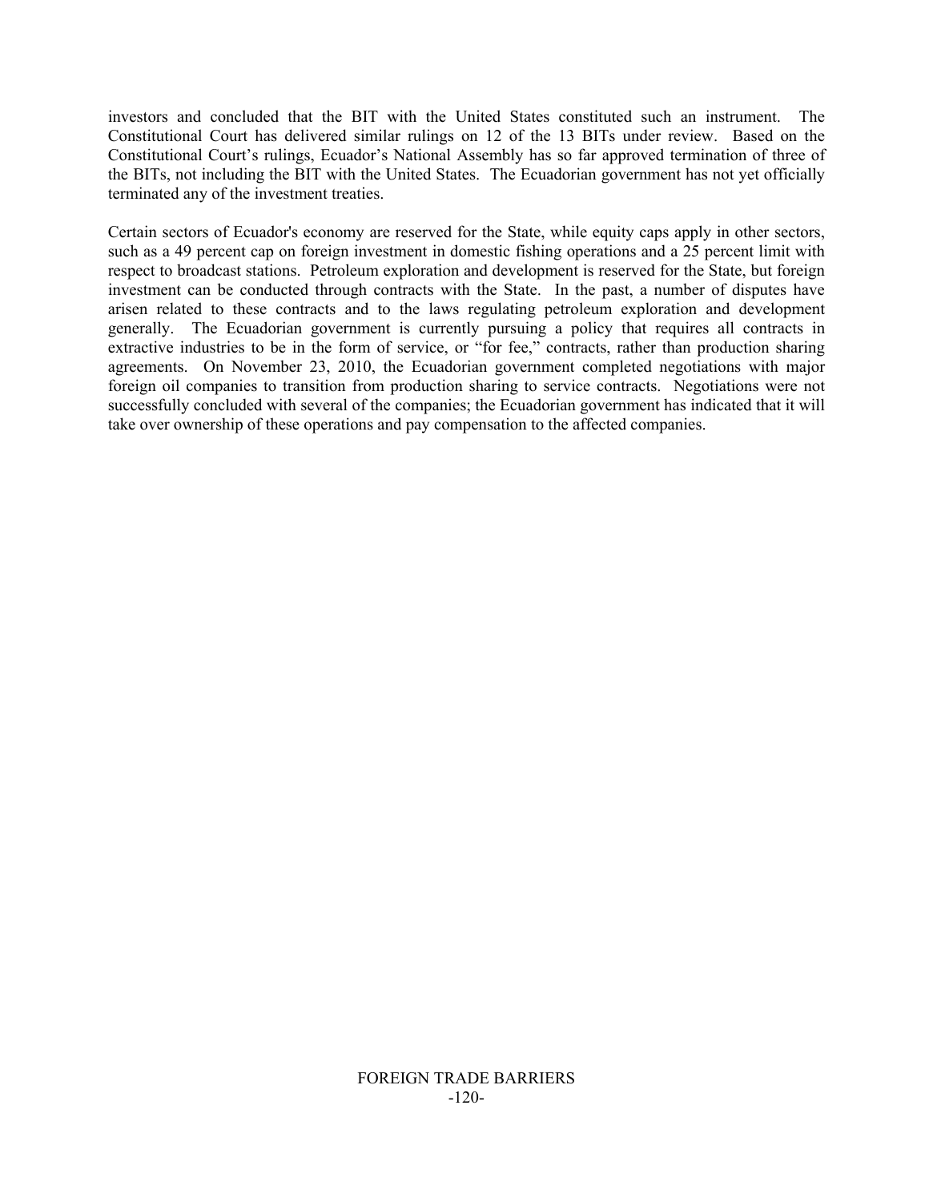investors and concluded that the BIT with the United States constituted such an instrument. The Constitutional Court has delivered similar rulings on 12 of the 13 BITs under review. Based on the Constitutional Court's rulings, Ecuador's National Assembly has so far approved termination of three of the BITs, not including the BIT with the United States. The Ecuadorian government has not yet officially terminated any of the investment treaties.

Certain sectors of Ecuador's economy are reserved for the State, while equity caps apply in other sectors, such as a 49 percent cap on foreign investment in domestic fishing operations and a 25 percent limit with respect to broadcast stations. Petroleum exploration and development is reserved for the State, but foreign investment can be conducted through contracts with the State. In the past, a number of disputes have arisen related to these contracts and to the laws regulating petroleum exploration and development generally. The Ecuadorian government is currently pursuing a policy that requires all contracts in extractive industries to be in the form of service, or "for fee," contracts, rather than production sharing agreements. On November 23, 2010, the Ecuadorian government completed negotiations with major foreign oil companies to transition from production sharing to service contracts. Negotiations were not successfully concluded with several of the companies; the Ecuadorian government has indicated that it will take over ownership of these operations and pay compensation to the affected companies.